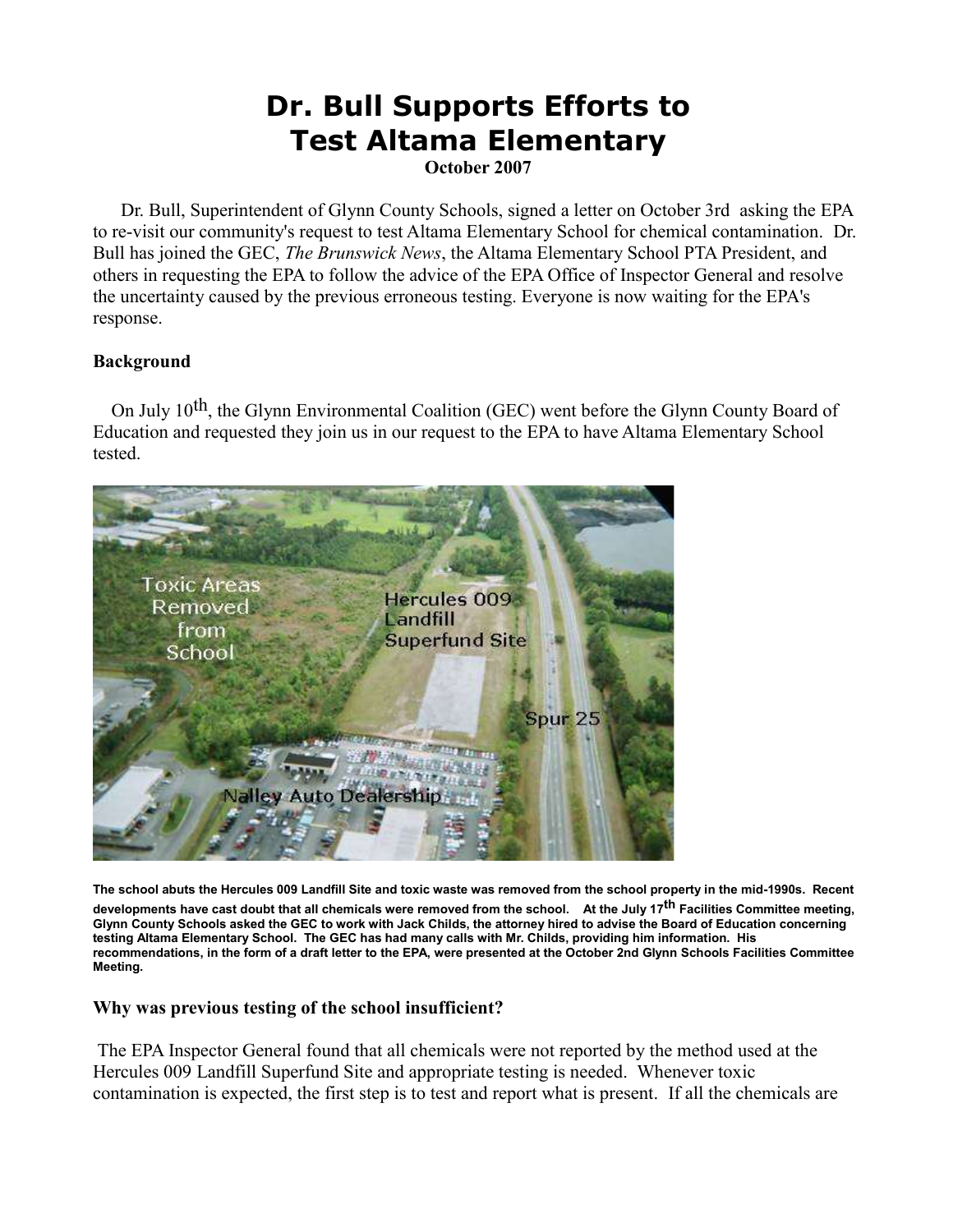# Dr. Bull Supports Efforts to Test Altama Elementary

**October 2007**

Dr. Bull, Superintendent of Glynn County Schools, signed a letter on October 3rd asking the EPA to re-visit our community's request to test Altama Elementary School for chemical contamination. Dr. Bull has joined the GEC, *The Brunswick News*, the Altama Elementary School PTA President, and others in requesting the EPA to follow the advice of the EPA Office of Inspector General and resolve the uncertainty caused by the previous erroneous testing. Everyone is now waiting for the EPA's response.

### Background

On July 10th, the Glynn Environmental Coalition (GEC) went before the Glynn County Board of Education and requested they join us in our request to the EPA to have Altama Elementary School tested.

**The school abuts the Hercules 009 Landfill Site and toxic waste was removed from the school property in the mid-1990s. Recent developments have cast doubt that all chemicals were removed from the school. At the July 17th Facilities Committee meeting, Glynn County Schools asked the GEC to work with Jack Childs, the attorney hired to advise the Board of Education concerning testing Altama Elementary School. The GEC has had many calls with Mr. Childs, providing him information. His recommendations, in the form of a draft letter to the EPA, were presented at the October 2nd Glynn Schools Facilities Committee Meeting.**

### Why was previous testing of the school insufficient?

The EPA Inspector General found that all chemicals were not reported by the method used at the Hercules 009 Landfill Superfund Site and appropriate testing is needed. Whenever toxic contamination is expected, the first step is to test and report what is present. If all the chemicals are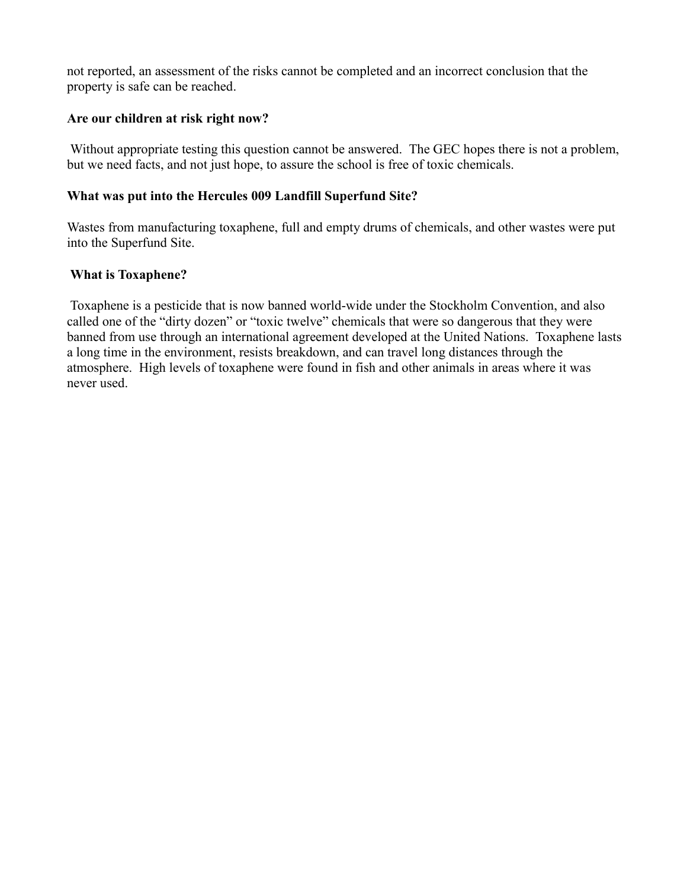not reported, an assessment of the risks cannot be completed and an incorrect conclusion that the property is safe can be reached.

**Are our children at risk right now?**

Without appropriate testing this question cannot be answered. The GEC hopes there is not a problem, but we need facts, and not just hope, to assure the school is free of toxic chemicals.

**What was put into the Hercules 009 Landfill Superfund Site?**

Wastes from manufacturing toxaphene, full and empty drums of chemicals, and other wastes were put into the Superfund Site.

**What is Toxaphene?**

Toxaphene is a pesticide that is now banned world-wide under the Stockholm Convention, and also called one of the "dirty dozen" or "toxic twelve" chemicals that were so dangerous that they were banned from use through an international agreement developed at the United Nations. Toxaphene lasts a long time in the environment, resists breakdown, and can travel long distances through the atmosphere. High levels of toxaphene were found in fish and other animals in areas where it was never used.